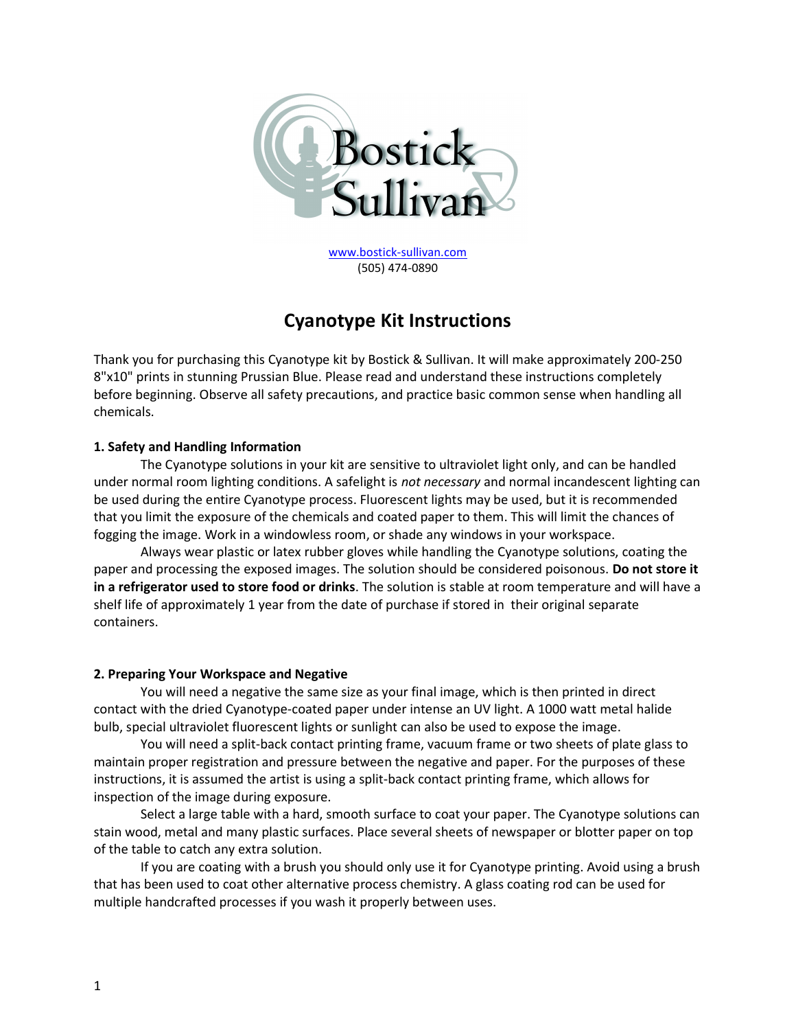Bostick Sullivan

www.bostick-sullivan.com
(505) 474-0890

# Cyanotype Kit Instructions

Thank you for purchasing this Cyanotype kit by Bostick & Sullivan. It will make approximately 200-250 8"x10" prints in stunning Prussian Blue. Please read and understand these instructions completely before beginning. Observe all safety precautions, and practice basic common sense when handling all chemicals.

**1. Safety and Handling Information**

The Cyanotype solutions in your kit are sensitive to ultraviolet light only, and can be handled under normal room lighting conditions. A safelight is *not necessary* and normal incandescent lighting can be used during the entire Cyanotype process. Fluorescent lights may be used, but it is recommended that you limit the exposure of the chemicals and coated paper to them. This will limit the chances of fogging the image. Work in a windowless room, or shade any windows in your workspace.

Always wear plastic or latex rubber gloves while handling the Cyanotype solutions, coating the paper and processing the exposed images. The solution should be considered poisonous. **Do not store it in a refrigerator used to store food or drinks**. The solution is stable at room temperature and will have a shelf life of approximately 1 year from the date of purchase if stored in their original separate containers.

**2. Preparing Your Workspace and Negative**

You will need a negative the same size as your final image, which is then printed in direct contact with the dried Cyanotype-coated paper under intense an UV light. A 1000 watt metal halide bulb, special ultraviolet fluorescent lights or sunlight can also be used to expose the image.

You will need a split-back contact printing frame, vacuum frame or two sheets of plate glass to maintain proper registration and pressure between the negative and paper. For the purposes of these instructions, it is assumed the artist is using a split-back contact printing frame, which allows for inspection of the image during exposure.

Select a large table with a hard, smooth surface to coat your paper. The Cyanotype solutions can stain wood, metal and many plastic surfaces. Place several sheets of newspaper or blotter paper on top of the table to catch any extra solution.

If you are coating with a brush you should only use it for Cyanotype printing. Avoid using a brush that has been used to coat other alternative process chemistry. A glass coating rod can be used for multiple handcrafted processes if you wash it properly between uses.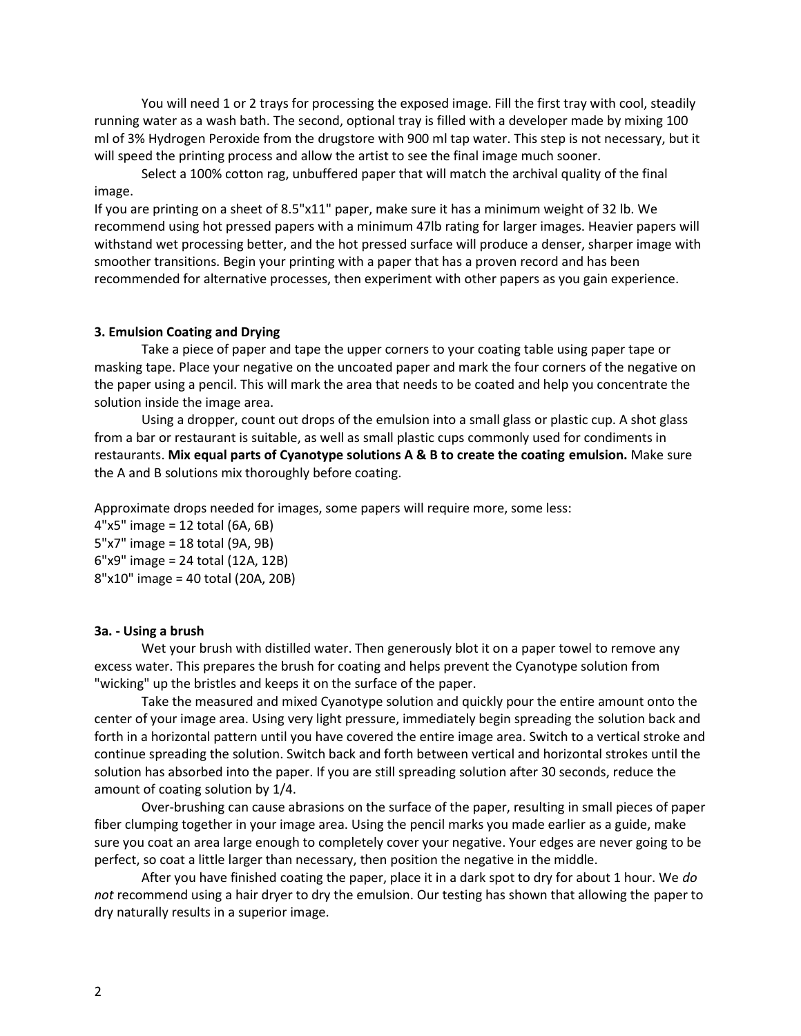You will need 1 or 2 trays for processing the exposed image. Fill the first tray with cool, steadily running water as a wash bath. The second, optional tray is filled with a developer made by mixing 100 ml of 3% Hydrogen Peroxide from the drugstore with 900 ml tap water. This step is not necessary, but it will speed the printing process and allow the artist to see the final image much sooner.

Select a 100% cotton rag, unbuffered paper that will match the archival quality of the final image.

If you are printing on a sheet of 8.5"x11" paper, make sure it has a minimum weight of 32 lb. We recommend using hot pressed papers with a minimum 47lb rating for larger images. Heavier papers will withstand wet processing better, and the hot pressed surface will produce a denser, sharper image with smoother transitions. Begin your printing with a paper that has a proven record and has been recommended for alternative processes, then experiment with other papers as you gain experience.

### 3. Emulsion Coating and Drying

Take a piece of paper and tape the upper corners to your coating table using paper tape or masking tape. Place your negative on the uncoated paper and mark the four corners of the negative on the paper using a pencil. This will mark the area that needs to be coated and help you concentrate the solution inside the image area.

Using a dropper, count out drops of the emulsion into a small glass or plastic cup. A shot glass from a bar or restaurant is suitable, as well as small plastic cups commonly used for condiments in restaurants. **Mix equal parts of Cyanotype solutions A & B to create the coating emulsion.** Make sure the A and B solutions mix thoroughly before coating.

Approximate drops needed for images, some papers will require more, some less:
4"x5" image = 12 total (6A, 6B)
5"x7" image = 18 total (9A, 9B)
6"x9" image = 24 total (12A, 12B)
8"x10" image = 40 total (20A, 20B)

### 3a. - Using a brush

Wet your brush with distilled water. Then generously blot it on a paper towel to remove any excess water. This prepares the brush for coating and helps prevent the Cyanotype solution from "wicking" up the bristles and keeps it on the surface of the paper.

Take the measured and mixed Cyanotype solution and quickly pour the entire amount onto the center of your image area. Using very light pressure, immediately begin spreading the solution back and forth in a horizontal pattern until you have covered the entire image area. Switch to a vertical stroke and continue spreading the solution. Switch back and forth between vertical and horizontal strokes until the solution has absorbed into the paper. If you are still spreading solution after 30 seconds, reduce the amount of coating solution by 1/4.

Over-brushing can cause abrasions on the surface of the paper, resulting in small pieces of paper fiber clumping together in your image area. Using the pencil marks you made earlier as a guide, make sure you coat an area large enough to completely cover your negative. Your edges are never going to be perfect, so coat a little larger than necessary, then position the negative in the middle.

After you have finished coating the paper, place it in a dark spot to dry for about 1 hour. We *do not* recommend using a hair dryer to dry the emulsion. Our testing has shown that allowing the paper to dry naturally results in a superior image.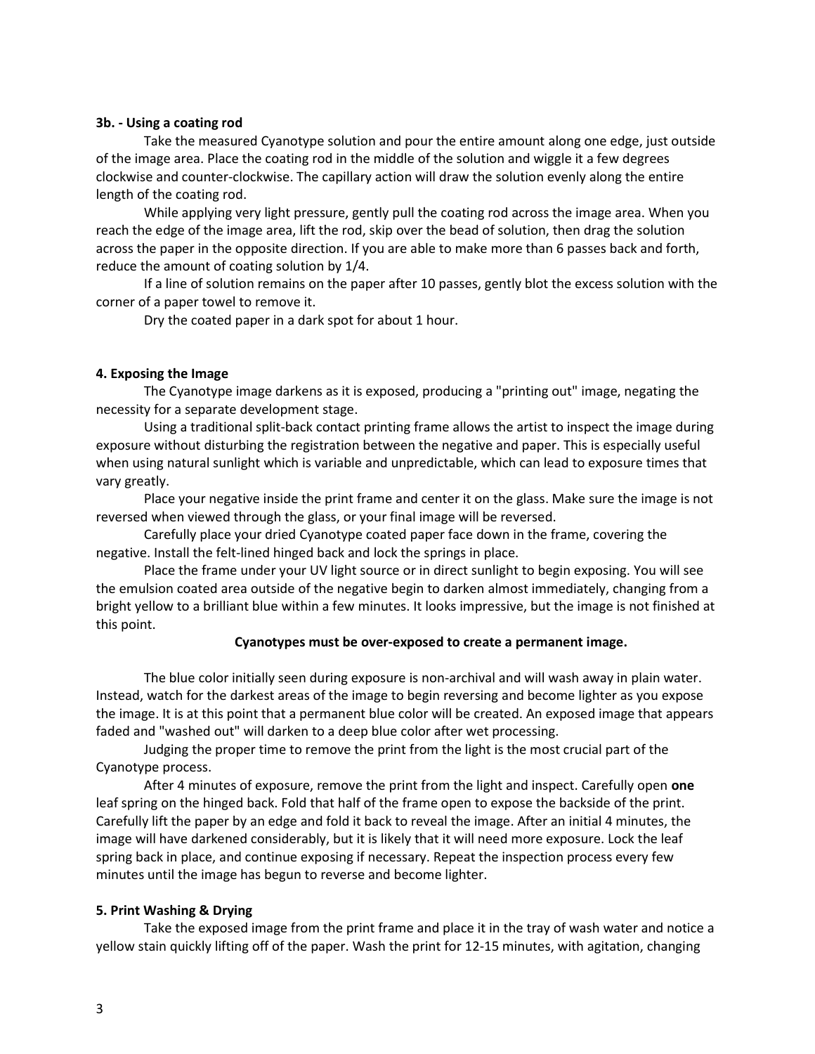**3b. - Using a coating rod**

Take the measured Cyanotype solution and pour the entire amount along one edge, just outside of the image area. Place the coating rod in the middle of the solution and wiggle it a few degrees clockwise and counter-clockwise. The capillary action will draw the solution evenly along the entire length of the coating rod.

While applying very light pressure, gently pull the coating rod across the image area. When you reach the edge of the image area, lift the rod, skip over the bead of solution, then drag the solution across the paper in the opposite direction. If you are able to make more than 6 passes back and forth, reduce the amount of coating solution by 1/4.

If a line of solution remains on the paper after 10 passes, gently blot the excess solution with the corner of a paper towel to remove it.

Dry the coated paper in a dark spot for about 1 hour.

**4. Exposing the Image**

The Cyanotype image darkens as it is exposed, producing a "printing out" image, negating the necessity for a separate development stage.

Using a traditional split-back contact printing frame allows the artist to inspect the image during exposure without disturbing the registration between the negative and paper. This is especially useful when using natural sunlight which is variable and unpredictable, which can lead to exposure times that vary greatly.

Place your negative inside the print frame and center it on the glass. Make sure the image is not reversed when viewed through the glass, or your final image will be reversed.

Carefully place your dried Cyanotype coated paper face down in the frame, covering the negative. Install the felt-lined hinged back and lock the springs in place.

Place the frame under your UV light source or in direct sunlight to begin exposing. You will see the emulsion coated area outside of the negative begin to darken almost immediately, changing from a bright yellow to a brilliant blue within a few minutes. It looks impressive, but the image is not finished at this point.

**Cyanotypes must be over-exposed to create a permanent image.**

The blue color initially seen during exposure is non-archival and will wash away in plain water. Instead, watch for the darkest areas of the image to begin reversing and become lighter as you expose the image. It is at this point that a permanent blue color will be created. An exposed image that appears faded and "washed out" will darken to a deep blue color after wet processing.

Judging the proper time to remove the print from the light is the most crucial part of the Cyanotype process.

After 4 minutes of exposure, remove the print from the light and inspect. Carefully open **one** leaf spring on the hinged back. Fold that half of the frame open to expose the backside of the print. Carefully lift the paper by an edge and fold it back to reveal the image. After an initial 4 minutes, the image will have darkened considerably, but it is likely that it will need more exposure. Lock the leaf spring back in place, and continue exposing if necessary. Repeat the inspection process every few minutes until the image has begun to reverse and become lighter.

**5. Print Washing & Drying**

Take the exposed image from the print frame and place it in the tray of wash water and notice a yellow stain quickly lifting off of the paper. Wash the print for 12-15 minutes, with agitation, changing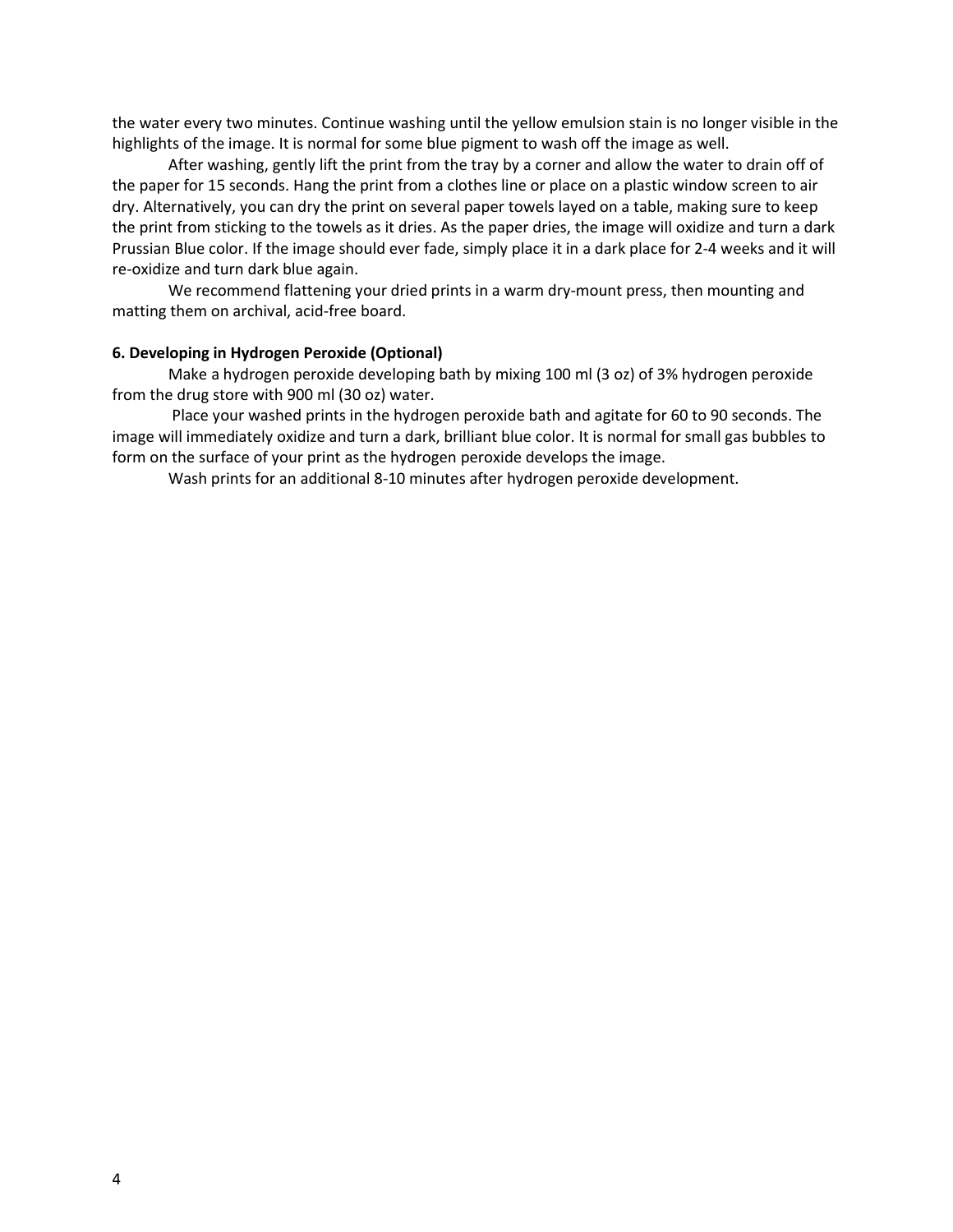the water every two minutes. Continue washing until the yellow emulsion stain is no longer visible in the highlights of the image. It is normal for some blue pigment to wash off the image as well.

After washing, gently lift the print from the tray by a corner and allow the water to drain off of the paper for 15 seconds. Hang the print from a clothes line or place on a plastic window screen to air dry. Alternatively, you can dry the print on several paper towels layed on a table, making sure to keep the print from sticking to the towels as it dries. As the paper dries, the image will oxidize and turn a dark Prussian Blue color. If the image should ever fade, simply place it in a dark place for 2-4 weeks and it will re-oxidize and turn dark blue again.

We recommend flattening your dried prints in a warm dry-mount press, then mounting and matting them on archival, acid-free board.

**6. Developing in Hydrogen Peroxide (Optional)**

Make a hydrogen peroxide developing bath by mixing 100 ml (3 oz) of 3% hydrogen peroxide from the drug store with 900 ml (30 oz) water.

Place your washed prints in the hydrogen peroxide bath and agitate for 60 to 90 seconds. The image will immediately oxidize and turn a dark, brilliant blue color. It is normal for small gas bubbles to form on the surface of your print as the hydrogen peroxide develops the image.

Wash prints for an additional 8-10 minutes after hydrogen peroxide development.